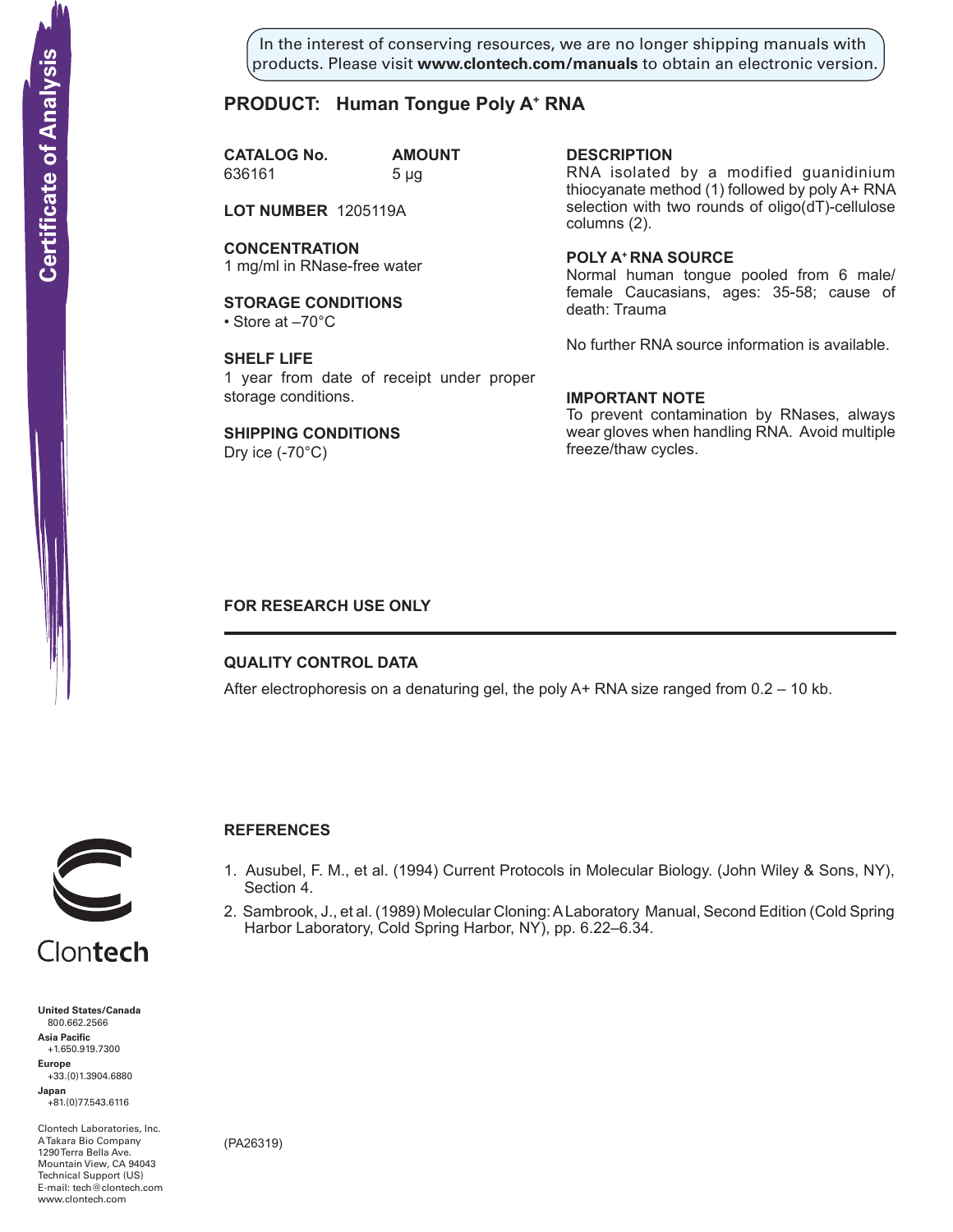In the interest of conserving resources, we are no longer shipping manuals with products. Please visit **www.clontech.com/manuals** to obtain an electronic version.

Certificate of Analysis

## PRODUCT: Human Tongue Poly A$^{+}$ RNA

| CATALOG No. | AMOUNT |
|---|---|
| 636161 | 5 µg |

**LOT NUMBER** 1205119A

**CONCENTRATION**
1 mg/ml in RNase-free water

**STORAGE CONDITIONS**
• Store at –70°C

**SHELF LIFE**
1 year from date of receipt under proper storage conditions.

**SHIPPING CONDITIONS**
Dry ice (-70°C)

**DESCRIPTION**
RNA isolated by a modified guanidinium thiocyanate method (1) followed by poly A+ RNA selection with two rounds of oligo(dT)-cellulose columns (2).

**POLY A$^{+}$ RNA SOURCE**
Normal human tongue pooled from 6 male/female Caucasians, ages: 35-58; cause of death: Trauma

No further RNA source information is available.

**IMPORTANT NOTE**
To prevent contamination by RNases, always wear gloves when handling RNA. Avoid multiple freeze/thaw cycles.

**FOR RESEARCH USE ONLY**

---

### QUALITY CONTROL DATA

After electrophoresis on a denaturing gel, the poly A+ RNA size ranged from 0.2 – 10 kb.

### REFERENCES

1. Ausubel, F. M., et al. (1994) Current Protocols in Molecular Biology. (John Wiley & Sons, NY), Section 4.
2. Sambrook, J., et al. (1989) Molecular Cloning: A Laboratory Manual, Second Edition (Cold Spring Harbor Laboratory, Cold Spring Harbor, NY), pp. 6.22–6.34.

Clontech

**United States/Canada**
800.662.2566
**Asia Pacific**
+1.650.919.7300
**Europe**
+33.(0)1.3904.6880
**Japan**
+81.(0)77.543.6116

Clontech Laboratories, Inc.
A Takara Bio Company
1290 Terra Bella Ave.
Mountain View, CA 94043
Technical Support (US)
E-mail: tech@clontech.com
www.clontech.com

(PA26319)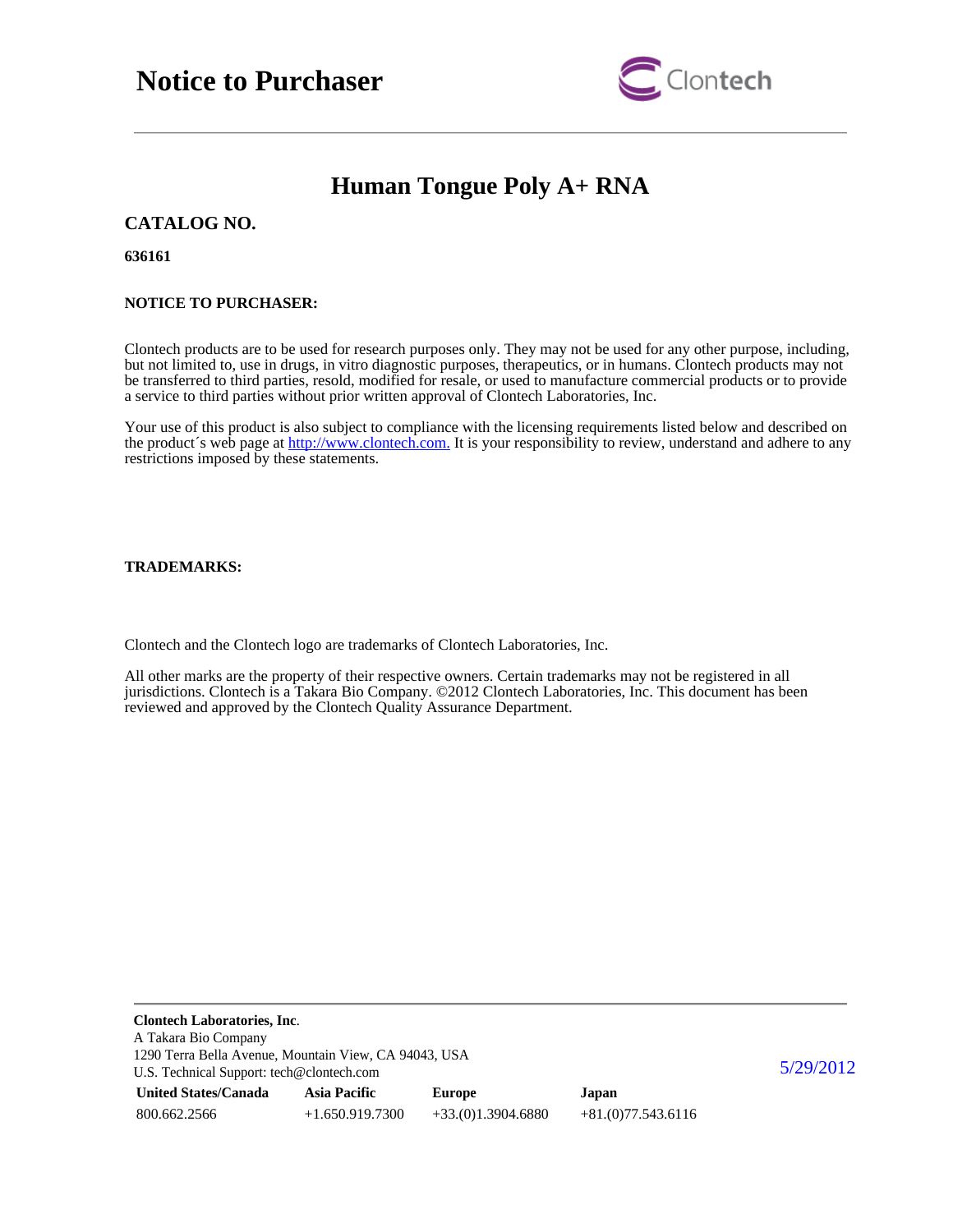# Notice to Purchaser

## Human Tongue Poly A+ RNA

### CATALOG NO.

**636161**

**NOTICE TO PURCHASER:**

Clontech products are to be used for research purposes only. They may not be used for any other purpose, including, but not limited to, use in drugs, in vitro diagnostic purposes, therapeutics, or in humans. Clontech products may not be transferred to third parties, resold, modified for resale, or used to manufacture commercial products or to provide a service to third parties without prior written approval of Clontech Laboratories, Inc.

Your use of this product is also subject to compliance with the licensing requirements listed below and described on the product´s web page at http://www.clontech.com. It is your responsibility to review, understand and adhere to any restrictions imposed by these statements.

**TRADEMARKS:**

Clontech and the Clontech logo are trademarks of Clontech Laboratories, Inc.

All other marks are the property of their respective owners. Certain trademarks may not be registered in all jurisdictions. Clontech is a Takara Bio Company. ©2012 Clontech Laboratories, Inc. This document has been reviewed and approved by the Clontech Quality Assurance Department.

**Clontech Laboratories, Inc**.
A Takara Bio Company
1290 Terra Bella Avenue, Mountain View, CA 94043, USA
U.S. Technical Support: tech@clontech.com

| United States/Canada | Asia Pacific | Europe | Japan |
|---|---|---|---|
| 800.662.2566 | +1.650.919.7300 | +33.(0)1.3904.6880 | +81.(0)77.543.6116 |

5/29/2012